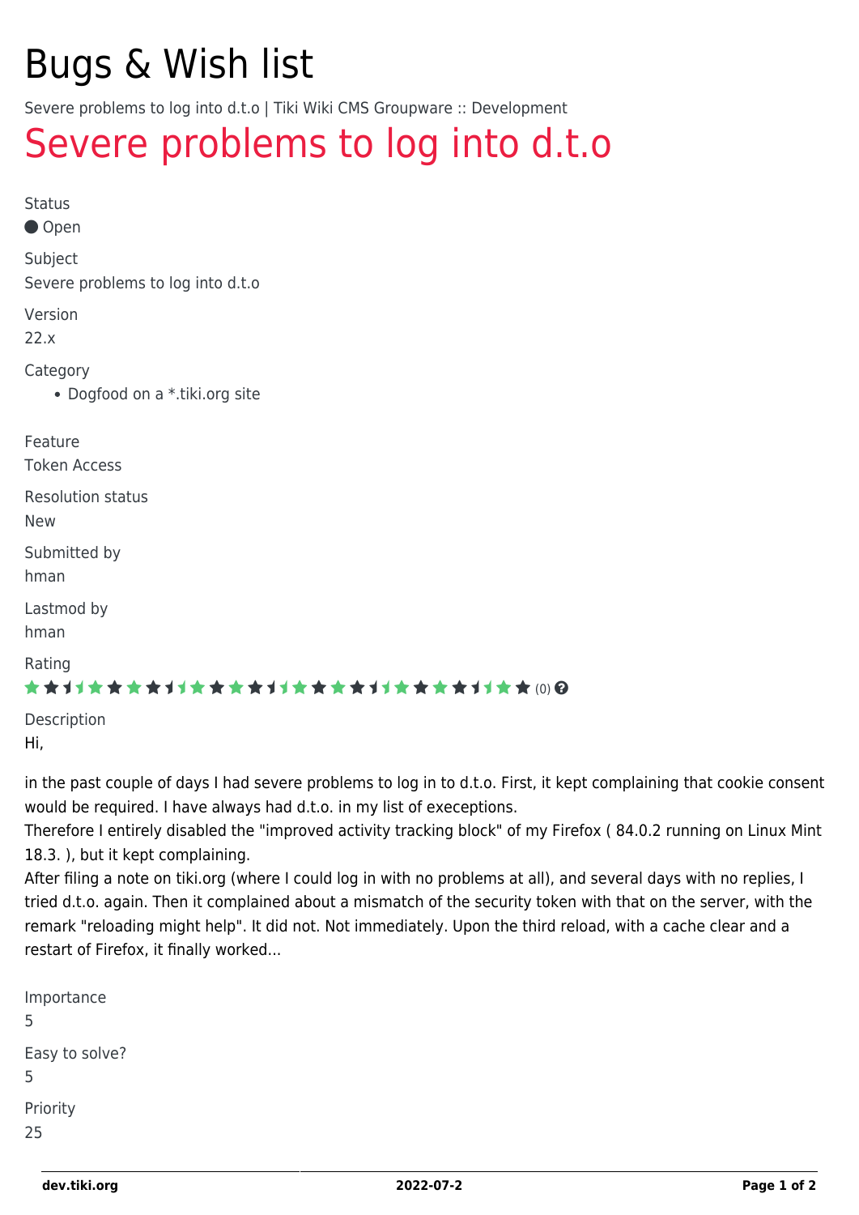# Bugs & Wish list

Severe problems to log into d.t.o | Tiki Wiki CMS Groupware :: Development

## Severe problems to log into d.t.o

Status

Open

Subject

Severe problems to log into d.t.o

Version

22.x

Category

- Dogfood on a *.tiki.org site

Feature

Token Access

Resolution status

New

Submitted by

hman

Lastmod by

hman

Rating

(0)

Description

Hi,

in the past couple of days I had severe problems to log in to d.t.o. First, it kept complaining that cookie consent would be required. I have always had d.t.o. in my list of execeptions.
Therefore I entirely disabled the "improved activity tracking block" of my Firefox ( 84.0.2 running on Linux Mint 18.3. ), but it kept complaining.
After filing a note on tiki.org (where I could log in with no problems at all), and several days with no replies, I tried d.t.o. again. Then it complained about a mismatch of the security token with that on the server, with the remark "reloading might help". It did not. Not immediately. Upon the third reload, with a cache clear and a restart of Firefox, it finally worked...

Importance

5

Easy to solve?

5

Priority

25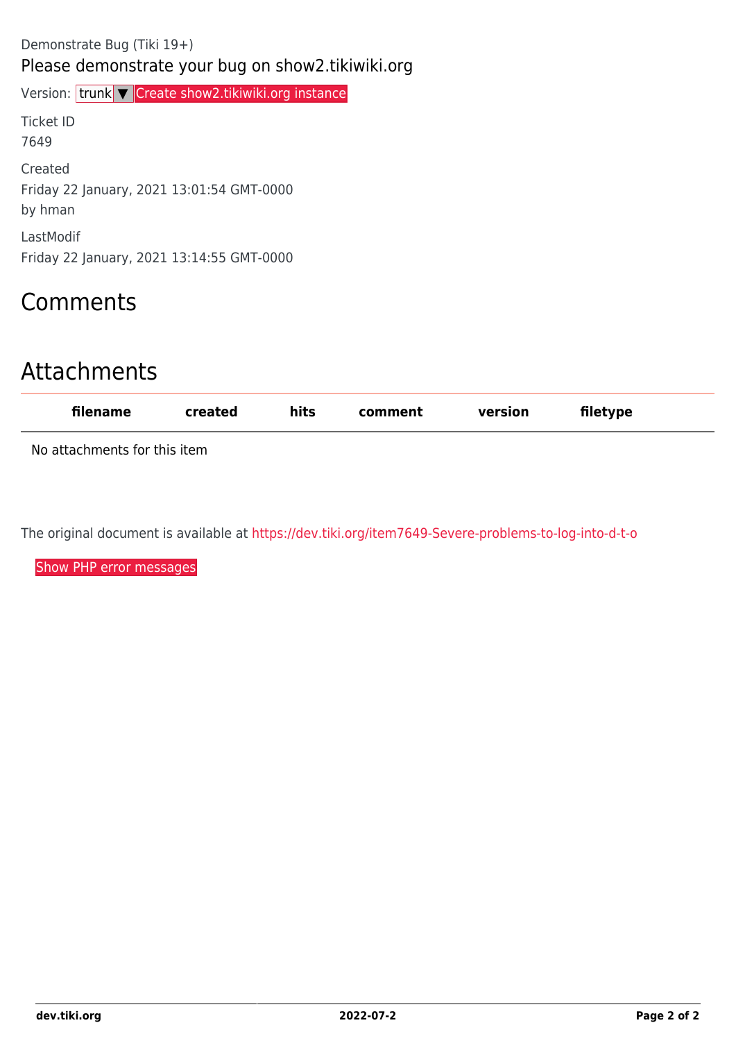Demonstrate Bug (Tiki 19+)

Please demonstrate your bug on show2.tikiwiki.org

Version: trunk ▼ Create show2.tikiwiki.org instance

Ticket ID

7649

Created

Friday 22 January, 2021 13:01:54 GMT-0000

by hman

LastModif

Friday 22 January, 2021 13:14:55 GMT-0000

## Comments

## Attachments

| filename | created | hits | comment | version | filetype |
|---|---|---|---|---|---|
| No attachments for this item | | | | | |

The original document is available at https://dev.tiki.org/item7649-Severe-problems-to-log-into-d-t-o

Show PHP error messages